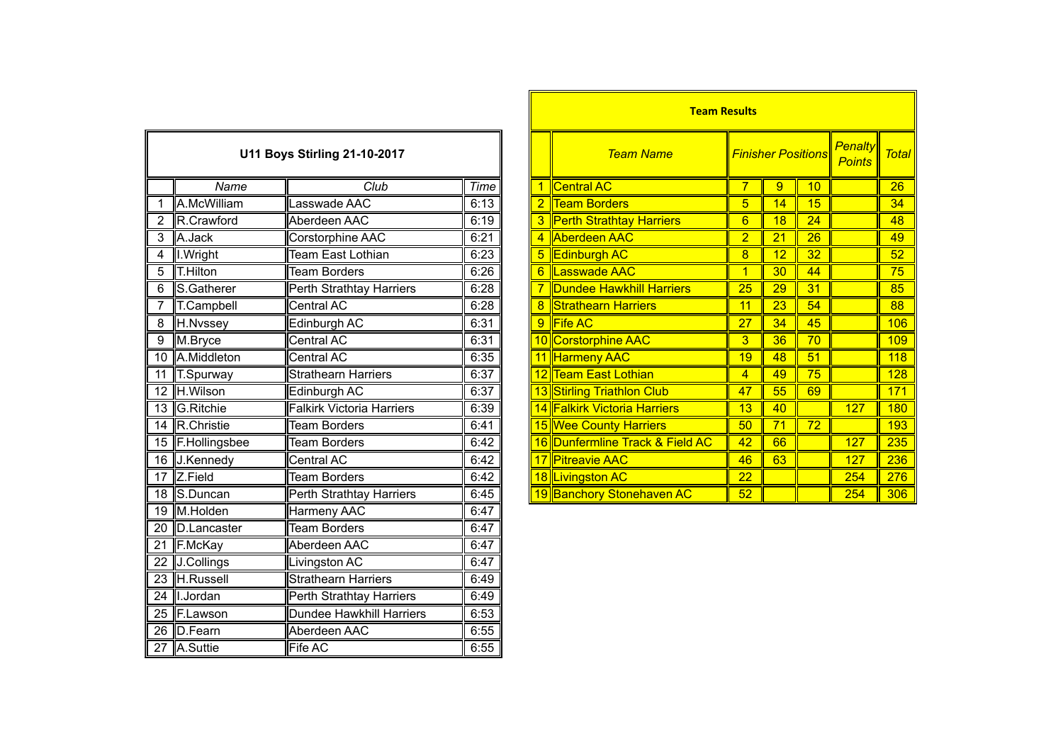## U11 Boys Stirling 21-10-2017

| | Name | Club | Time |
|---|---|---|---|
| 1 | A.McWilliam | Lasswade AAC | 6:13 |
| 2 | R.Crawford | Aberdeen AAC | 6:19 |
| 3 | A.Jack | Corstorphine AAC | 6:21 |
| 4 | I.Wright | Team East Lothian | 6:23 |
| 5 | T.Hilton | Team Borders | 6:26 |
| 6 | S.Gatherer | Perth Strathtay Harriers | 6:28 |
| 7 | T.Campbell | Central AC | 6:28 |
| 8 | H.Nvssey | Edinburgh AC | 6:31 |
| 9 | M.Bryce | Central AC | 6:31 |
| 10 | A.Middleton | Central AC | 6:35 |
| 11 | T.Spurway | Strathearn Harriers | 6:37 |
| 12 | H.Wilson | Edinburgh AC | 6:37 |
| 13 | G.Ritchie | Falkirk Victoria Harriers | 6:39 |
| 14 | R.Christie | Team Borders | 6:41 |
| 15 | F.Hollingsbee | Team Borders | 6:42 |
| 16 | J.Kennedy | Central AC | 6:42 |
| 17 | Z.Field | Team Borders | 6:42 |
| 18 | S.Duncan | Perth Strathtay Harriers | 6:45 |
| 19 | M.Holden | Harmeny AAC | 6:47 |
| 20 | D.Lancaster | Team Borders | 6:47 |
| 21 | F.McKay | Aberdeen AAC | 6:47 |
| 22 | J.Collings | Livingston AC | 6:47 |
| 23 | H.Russell | Strathearn Harriers | 6:49 |
| 24 | I.Jordan | Perth Strathtay Harriers | 6:49 |
| 25 | F.Lawson | Dundee Hawkhill Harriers | 6:53 |
| 26 | D.Fearn | Aberdeen AAC | 6:55 |
| 27 | A.Suttie | Fife AC | 6:55 |

## Team Results

| | Team Name | Finisher Positions | | | Penalty Points | Total |
|---|---|---|---|---|---|---|
| 1 | Central AC | 7 | 9 | 10 | | 26 |
| 2 | Team Borders | 5 | 14 | 15 | | 34 |
| 3 | Perth Strathtay Harriers | 6 | 18 | 24 | | 48 |
| 4 | Aberdeen AAC | 2 | 21 | 26 | | 49 |
| 5 | Edinburgh AC | 8 | 12 | 32 | | 52 |
| 6 | Lasswade AAC | 1 | 30 | 44 | | 75 |
| 7 | Dundee Hawkhill Harriers | 25 | 29 | 31 | | 85 |
| 8 | Strathearn Harriers | 11 | 23 | 54 | | 88 |
| 9 | Fife AC | 27 | 34 | 45 | | 106 |
| 10 | Corstorphine AAC | 3 | 36 | 70 | | 109 |
| 11 | Harmeny AAC | 19 | 48 | 51 | | 118 |
| 12 | Team East Lothian | 4 | 49 | 75 | | 128 |
| 13 | Stirling Triathlon Club | 47 | 55 | 69 | | 171 |
| 14 | Falkirk Victoria Harriers | 13 | 40 | | 127 | 180 |
| 15 | Wee County Harriers | 50 | 71 | 72 | | 193 |
| 16 | Dunfermline Track & Field AC | 42 | 66 | | 127 | 235 |
| 17 | Pitreavie AAC | 46 | 63 | | 127 | 236 |
| 18 | Livingston AC | 22 | | | 254 | 276 |
| 19 | Banchory Stonehaven AC | 52 | | | 254 | 306 |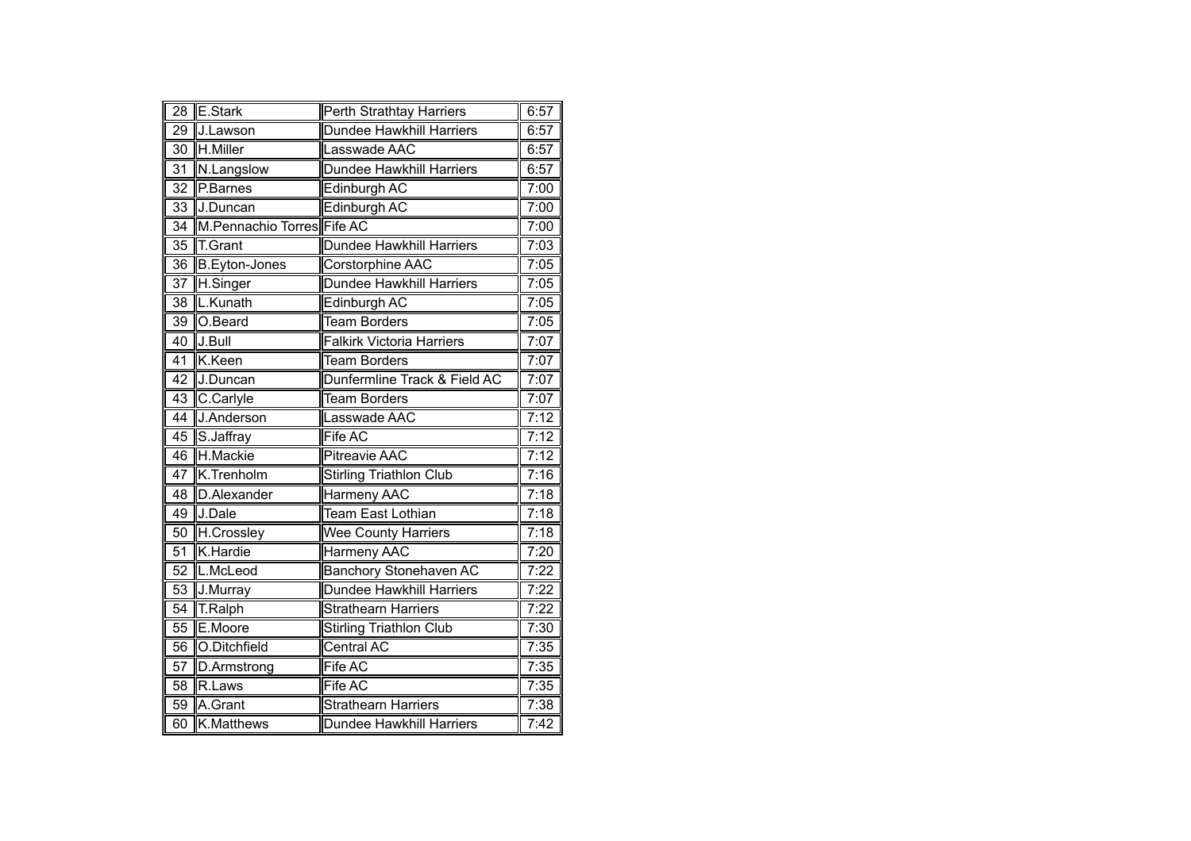| 28 | E.Stark | Perth Strathtay Harriers | 6:57 |
|---|---|---|---|
| 29 | J.Lawson | Dundee Hawkhill Harriers | 6:57 |
| 30 | H.Miller | Lasswade AAC | 6:57 |
| 31 | N.Langslow | Dundee Hawkhill Harriers | 6:57 |
| 32 | P.Barnes | Edinburgh AC | 7:00 |
| 33 | J.Duncan | Edinburgh AC | 7:00 |
| 34 | M.Pennachio Torres | Fife AC | 7:00 |
| 35 | T.Grant | Dundee Hawkhill Harriers | 7:03 |
| 36 | B.Eyton-Jones | Corstorphine AAC | 7:05 |
| 37 | H.Singer | Dundee Hawkhill Harriers | 7:05 |
| 38 | L.Kunath | Edinburgh AC | 7:05 |
| 39 | O.Beard | Team Borders | 7:05 |
| 40 | J.Bull | Falkirk Victoria Harriers | 7:07 |
| 41 | K.Keen | Team Borders | 7:07 |
| 42 | J.Duncan | Dunfermline Track & Field AC | 7:07 |
| 43 | C.Carlyle | Team Borders | 7:07 |
| 44 | J.Anderson | Lasswade AAC | 7:12 |
| 45 | S.Jaffray | Fife AC | 7:12 |
| 46 | H.Mackie | Pitreavie AAC | 7:12 |
| 47 | K.Trenholm | Stirling Triathlon Club | 7:16 |
| 48 | D.Alexander | Harmeny AAC | 7:18 |
| 49 | J.Dale | Team East Lothian | 7:18 |
| 50 | H.Crossley | Wee County Harriers | 7:18 |
| 51 | K.Hardie | Harmeny AAC | 7:20 |
| 52 | L.McLeod | Banchory Stonehaven AC | 7:22 |
| 53 | J.Murray | Dundee Hawkhill Harriers | 7:22 |
| 54 | T.Ralph | Strathearn Harriers | 7:22 |
| 55 | E.Moore | Stirling Triathlon Club | 7:30 |
| 56 | O.Ditchfield | Central AC | 7:35 |
| 57 | D.Armstrong | Fife AC | 7:35 |
| 58 | R.Laws | Fife AC | 7:35 |
| 59 | A.Grant | Strathearn Harriers | 7:38 |
| 60 | K.Matthews | Dundee Hawkhill Harriers | 7:42 |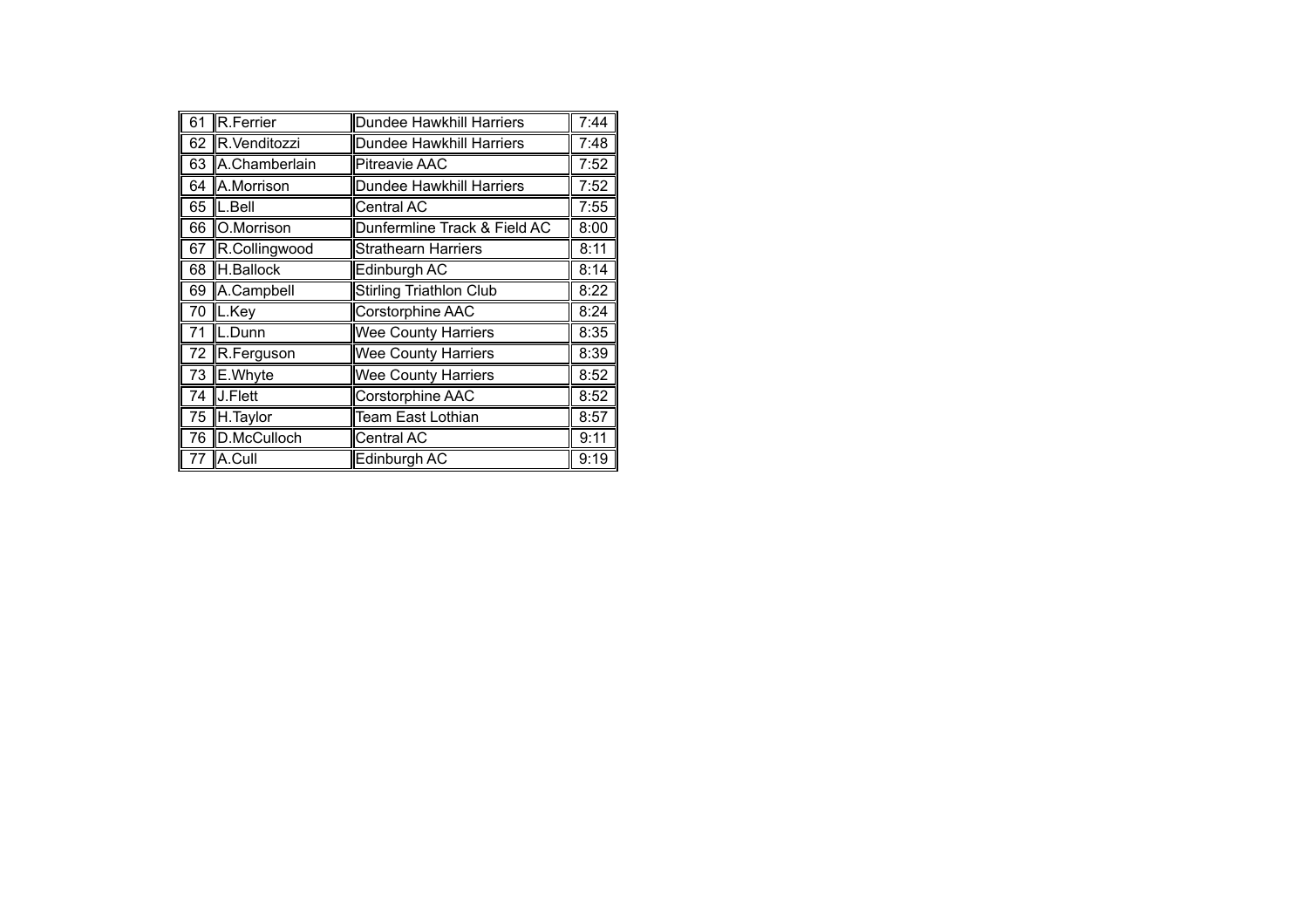| | | | |
|---|---|---|---|
| 61 | R.Ferrier | Dundee Hawkhill Harriers | 7:44 |
| 62 | R.Venditozzi | Dundee Hawkhill Harriers | 7:48 |
| 63 | A.Chamberlain | Pitreavie AAC | 7:52 |
| 64 | A.Morrison | Dundee Hawkhill Harriers | 7:52 |
| 65 | L.Bell | Central AC | 7:55 |
| 66 | O.Morrison | Dunfermline Track & Field AC | 8:00 |
| 67 | R.Collingwood | Strathearn Harriers | 8:11 |
| 68 | H.Ballock | Edinburgh AC | 8:14 |
| 69 | A.Campbell | Stirling Triathlon Club | 8:22 |
| 70 | L.Key | Corstorphine AAC | 8:24 |
| 71 | L.Dunn | Wee County Harriers | 8:35 |
| 72 | R.Ferguson | Wee County Harriers | 8:39 |
| 73 | E.Whyte | Wee County Harriers | 8:52 |
| 74 | J.Flett | Corstorphine AAC | 8:52 |
| 75 | H.Taylor | Team East Lothian | 8:57 |
| 76 | D.McCulloch | Central AC | 9:11 |
| 77 | A.Cull | Edinburgh AC | 9:19 |